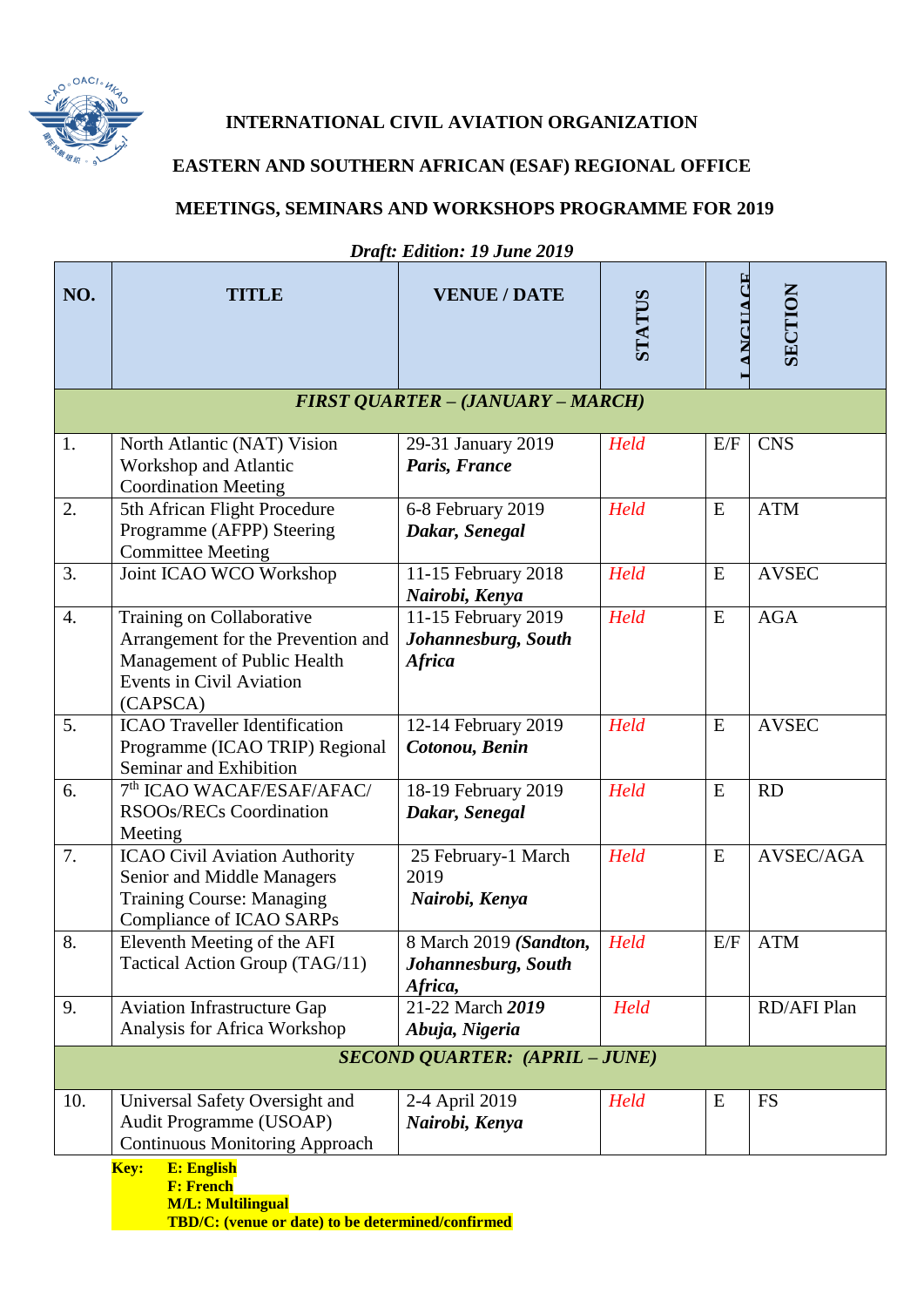**INTERNATIONAL CIVIL AVIATION ORGANIZATION**

**EASTERN AND SOUTHERN AFRICAN (ESAF) REGIONAL OFFICE**

**MEETINGS, SEMINARS AND WORKSHOPS PROGRAMME FOR 2019**

***Draft: Edition: 19 June 2019***

| NO. | TITLE | VENUE / DATE | STATUS | LANGUAGE | SECTION |
|---|---|---|---|---|---|
| ***FIRST QUARTER – (JANUARY – MARCH)*** | | | | | |
| 1. | North Atlantic (NAT) Vision Workshop and Atlantic Coordination Meeting | 29-31 January 2019 ***Paris, France*** | *Held* | E/F | CNS |
| 2. | 5th African Flight Procedure Programme (AFPP) Steering Committee Meeting | 6-8 February 2019 ***Dakar, Senegal*** | *Held* | E | ATM |
| 3. | Joint ICAO WCO Workshop | 11-15 February 2018 ***Nairobi, Kenya*** | *Held* | E | AVSEC |
| 4. | Training on Collaborative Arrangement for the Prevention and Management of Public Health Events in Civil Aviation (CAPSCA) | 11-15 February 2019 ***Johannesburg, South Africa*** | *Held* | E | AGA |
| 5. | ICAO Traveller Identification Programme (ICAO TRIP) Regional Seminar and Exhibition | 12-14 February 2019 ***Cotonou, Benin*** | *Held* | E | AVSEC |
| 6. | 7th ICAO WACAF/ESAF/AFAC/ RSOOs/RECs Coordination Meeting | 18-19 February 2019 ***Dakar, Senegal*** | *Held* | E | RD |
| 7. | ICAO Civil Aviation Authority Senior and Middle Managers Training Course: Managing Compliance of ICAO SARPs | 25 February-1 March 2019 ***Nairobi, Kenya*** | *Held* | E | AVSEC/AGA |
| 8. | Eleventh Meeting of the AFI Tactical Action Group (TAG/11) | 8 March 2019 ***(Sandton, Johannesburg, South Africa,*** | *Held* | E/F | ATM |
| 9. | Aviation Infrastructure Gap Analysis for Africa Workshop | 21-22 March ***2019*** ***Abuja, Nigeria*** | *Held* | | RD/AFI Plan |
| ***SECOND QUARTER: (APRIL – JUNE)*** | | | | | |
| 10. | Universal Safety Oversight and Audit Programme (USOAP) Continuous Monitoring Approach | 2-4 April 2019 ***Nairobi, Kenya*** | *Held* | E | FS |

**Key:** **E: English**
**F: French**
**M/L: Multilingual**
**TBD/C: (venue or date) to be determined/confirmed**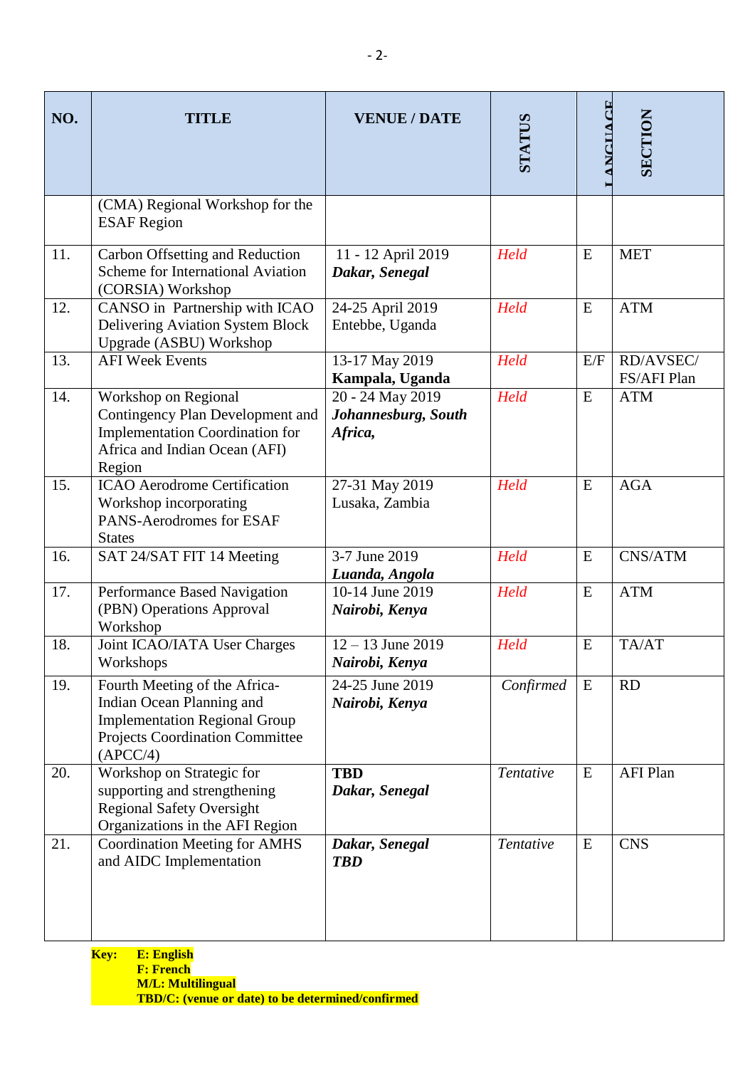| NO. | TITLE | VENUE / DATE | STATUS | LANGUAGE | SECTION |
|---|---|---|---|---|---|
| | (CMA) Regional Workshop for the ESAF Region | | | | |
| 11. | Carbon Offsetting and Reduction Scheme for International Aviation (CORSIA) Workshop | 11 - 12 April 2019 ***Dakar, Senegal*** | *Held* | E | MET |
| 12. | CANSO in Partnership with ICAO Delivering Aviation System Block Upgrade (ASBU) Workshop | 24-25 April 2019 Entebbe, Uganda | *Held* | E | ATM |
| 13. | AFI Week Events | 13-17 May 2019 **Kampala, Uganda** | *Held* | E/F | RD/AVSEC/ FS/AFI Plan |
| 14. | Workshop on Regional Contingency Plan Development and Implementation Coordination for Africa and Indian Ocean (AFI) Region | 20 - 24 May 2019 ***Johannesburg, South Africa,*** | *Held* | E | ATM |
| 15. | ICAO Aerodrome Certification Workshop incorporating PANS-Aerodromes for ESAF States | 27-31 May 2019 Lusaka, Zambia | *Held* | E | AGA |
| 16. | SAT 24/SAT FIT 14 Meeting | 3-7 June 2019 ***Luanda, Angola*** | *Held* | E | CNS/ATM |
| 17. | Performance Based Navigation (PBN) Operations Approval Workshop | 10-14 June 2019 ***Nairobi, Kenya*** | *Held* | E | ATM |
| 18. | Joint ICAO/IATA User Charges Workshops | 12 – 13 June 2019 ***Nairobi, Kenya*** | *Held* | E | TA/AT |
| 19. | Fourth Meeting of the Africa-Indian Ocean Planning and Implementation Regional Group Projects Coordination Committee (APCC/4) | 24-25 June 2019 ***Nairobi, Kenya*** | *Confirmed* | E | RD |
| 20. | Workshop on Strategic for supporting and strengthening Regional Safety Oversight Organizations in the AFI Region | **TBD** ***Dakar, Senegal*** | *Tentative* | E | AFI Plan |
| 21. | Coordination Meeting for AMHS and AIDC Implementation | ***Dakar, Senegal*** ***TBD*** | *Tentative* | E | CNS |

**Key:** **E: English**
**F: French**
**M/L: Multilingual**
**TBD/C: (venue or date) to be determined/confirmed**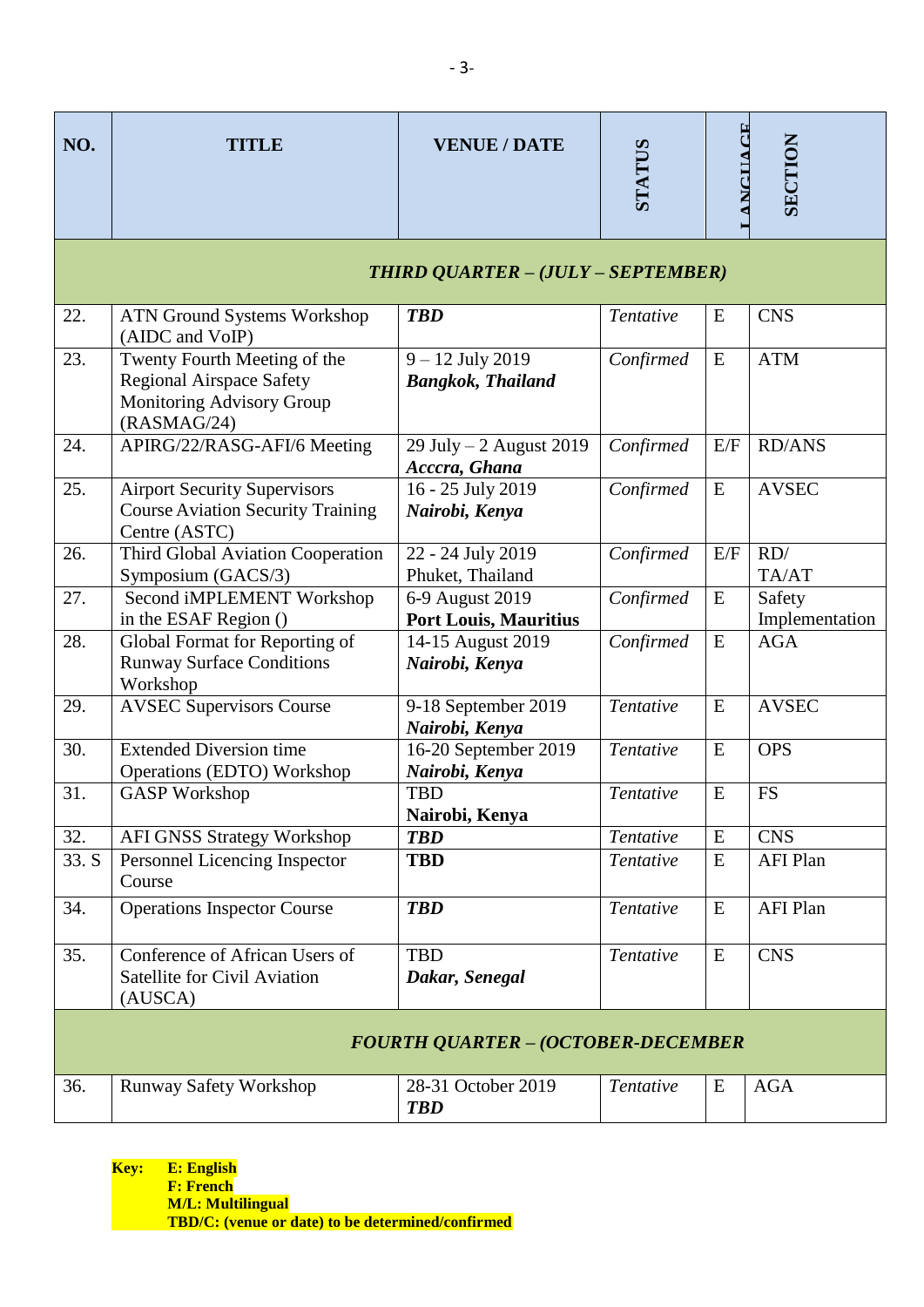| NO. | TITLE | VENUE / DATE | STATUS | LANGUAGE | SECTION |
|---|---|---|---|---|---|
| ***THIRD QUARTER – (JULY – SEPTEMBER)*** | | | | | |
| 22. | ATN Ground Systems Workshop (AIDC and VoIP) | ***TBD*** | *Tentative* | E | CNS |
| 23. | Twenty Fourth Meeting of the Regional Airspace Safety Monitoring Advisory Group (RASMAG/24) | 9 – 12 July 2019 ***Bangkok, Thailand*** | *Confirmed* | E | ATM |
| 24. | APIRG/22/RASG-AFI/6 Meeting | 29 July – 2 August 2019 ***Acccra, Ghana*** | *Confirmed* | E/F | RD/ANS |
| 25. | Airport Security Supervisors Course Aviation Security Training Centre (ASTC) | 16 - 25 July 2019 ***Nairobi, Kenya*** | *Confirmed* | E | AVSEC |
| 26. | Third Global Aviation Cooperation Symposium (GACS/3) | 22 - 24 July 2019 Phuket, Thailand | *Confirmed* | E/F | RD/ TA/AT |
| 27. | Second iMPLEMENT Workshop in the ESAF Region () | 6-9 August 2019 **Port Louis, Mauritius** | *Confirmed* | E | Safety Implementation |
| 28. | Global Format for Reporting of Runway Surface Conditions Workshop | 14-15 August 2019 ***Nairobi, Kenya*** | *Confirmed* | E | AGA |
| 29. | AVSEC Supervisors Course | 9-18 September 2019 ***Nairobi, Kenya*** | *Tentative* | E | AVSEC |
| 30. | Extended Diversion time Operations (EDTO) Workshop | 16-20 September 2019 ***Nairobi, Kenya*** | *Tentative* | E | OPS |
| 31. | GASP Workshop | TBD **Nairobi, Kenya** | *Tentative* | E | FS |
| 32. | AFI GNSS Strategy Workshop | ***TBD*** | *Tentative* | E | CNS |
| 33. S | Personnel Licencing Inspector Course | **TBD** | *Tentative* | E | AFI Plan |
| 34. | Operations Inspector Course | ***TBD*** | *Tentative* | E | AFI Plan |
| 35. | Conference of African Users of Satellite for Civil Aviation (AUSCA) | TBD ***Dakar, Senegal*** | *Tentative* | E | CNS |
| ***FOURTH QUARTER – (OCTOBER-DECEMBER*** | | | | | |
| 36. | Runway Safety Workshop | 28-31 October 2019 ***TBD*** | *Tentative* | E | AGA |

**Key:** **E: English**
**F: French**
**M/L: Multilingual**
**TBD/C: (venue or date) to be determined/confirmed**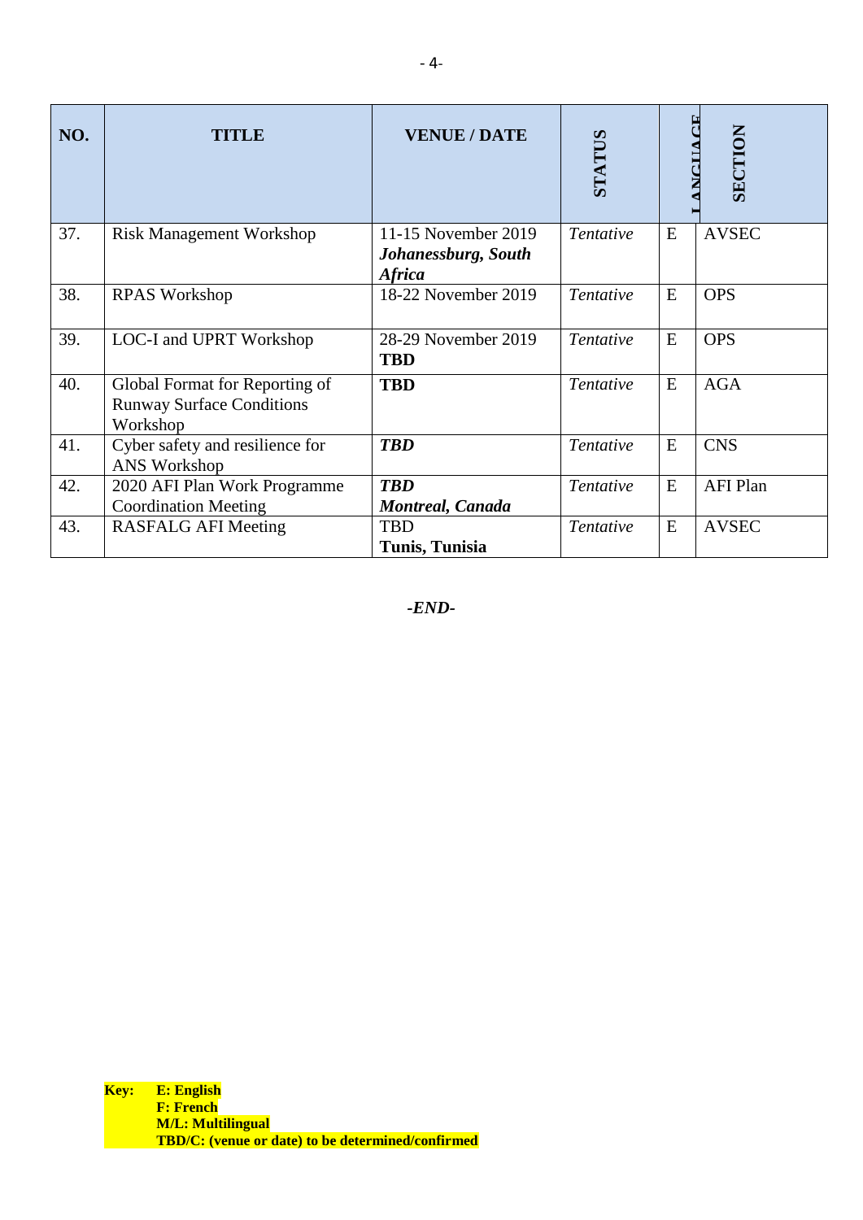| NO. | TITLE | VENUE / DATE | STATUS | LANGUAGE | SECTION |
|---|---|---|---|---|---|
| 37. | Risk Management Workshop | 11-15 November 2019 ***Johanessburg, South Africa*** | *Tentative* | E | AVSEC |
| 38. | RPAS Workshop | 18-22 November 2019 | *Tentative* | E | OPS |
| 39. | LOC-I and UPRT Workshop | 28-29 November 2019 **TBD** | *Tentative* | E | OPS |
| 40. | Global Format for Reporting of Runway Surface Conditions Workshop | **TBD** | *Tentative* | E | AGA |
| 41. | Cyber safety and resilience for ANS Workshop | ***TBD*** | *Tentative* | E | CNS |
| 42. | 2020 AFI Plan Work Programme Coordination Meeting | ***TBD*** ***Montreal, Canada*** | *Tentative* | E | AFI Plan |
| 43. | RASFALG AFI Meeting | TBD **Tunis, Tunisia** | *Tentative* | E | AVSEC |

***-END-***

**Key:** **E: English**
**F: French**
**M/L: Multilingual**
**TBD/C: (venue or date) to be determined/confirmed**